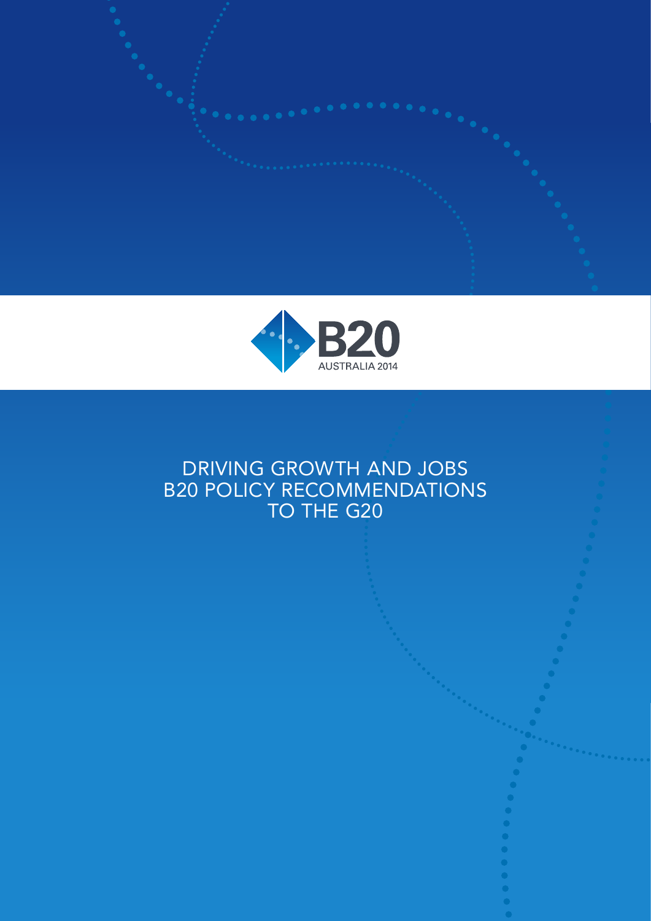B20

AUSTRALIA 2014

# DRIVING GROWTH AND JOBS
# B20 POLICY RECOMMENDATIONS TO THE G20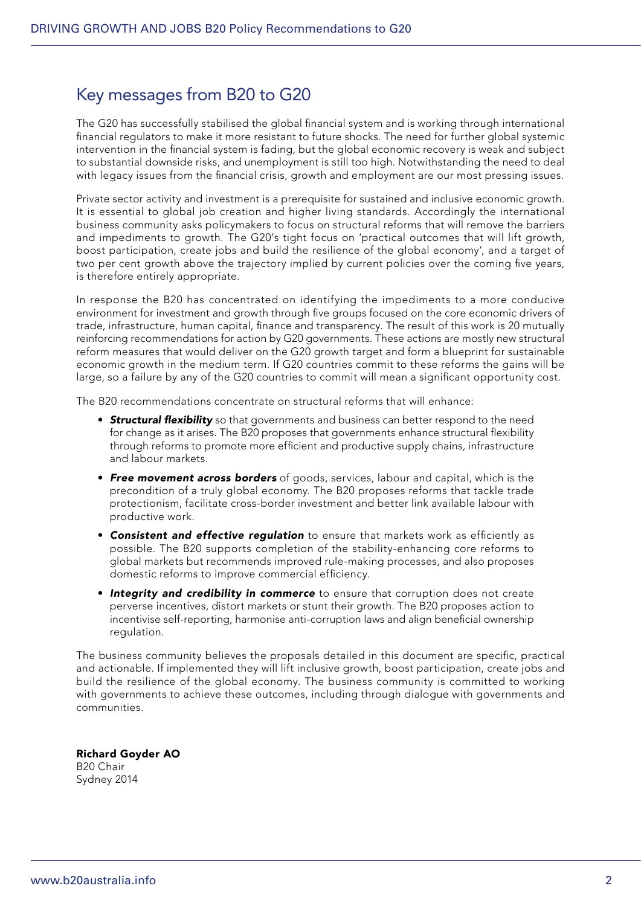## Key messages from B20 to G20

The G20 has successfully stabilised the global financial system and is working through international financial regulators to make it more resistant to future shocks. The need for further global systemic intervention in the financial system is fading, but the global economic recovery is weak and subject to substantial downside risks, and unemployment is still too high. Notwithstanding the need to deal with legacy issues from the financial crisis, growth and employment are our most pressing issues.

Private sector activity and investment is a prerequisite for sustained and inclusive economic growth. It is essential to global job creation and higher living standards. Accordingly the international business community asks policymakers to focus on structural reforms that will remove the barriers and impediments to growth. The G20's tight focus on 'practical outcomes that will lift growth, boost participation, create jobs and build the resilience of the global economy', and a target of two per cent growth above the trajectory implied by current policies over the coming five years, is therefore entirely appropriate.

In response the B20 has concentrated on identifying the impediments to a more conducive environment for investment and growth through five groups focused on the core economic drivers of trade, infrastructure, human capital, finance and transparency. The result of this work is 20 mutually reinforcing recommendations for action by G20 governments. These actions are mostly new structural reform measures that would deliver on the G20 growth target and form a blueprint for sustainable economic growth in the medium term. If G20 countries commit to these reforms the gains will be large, so a failure by any of the G20 countries to commit will mean a significant opportunity cost.

The B20 recommendations concentrate on structural reforms that will enhance:

- ***Structural flexibility*** so that governments and business can better respond to the need for change as it arises. The B20 proposes that governments enhance structural flexibility through reforms to promote more efficient and productive supply chains, infrastructure and labour markets.
- ***Free movement across borders*** of goods, services, labour and capital, which is the precondition of a truly global economy. The B20 proposes reforms that tackle trade protectionism, facilitate cross-border investment and better link available labour with productive work.
- ***Consistent and effective regulation*** to ensure that markets work as efficiently as possible. The B20 supports completion of the stability-enhancing core reforms to global markets but recommends improved rule-making processes, and also proposes domestic reforms to improve commercial efficiency.
- ***Integrity and credibility in commerce*** to ensure that corruption does not create perverse incentives, distort markets or stunt their growth. The B20 proposes action to incentivise self-reporting, harmonise anti-corruption laws and align beneficial ownership regulation.

The business community believes the proposals detailed in this document are specific, practical and actionable. If implemented they will lift inclusive growth, boost participation, create jobs and build the resilience of the global economy. The business community is committed to working with governments to achieve these outcomes, including through dialogue with governments and communities.

**Richard Goyder AO**
B20 Chair
Sydney 2014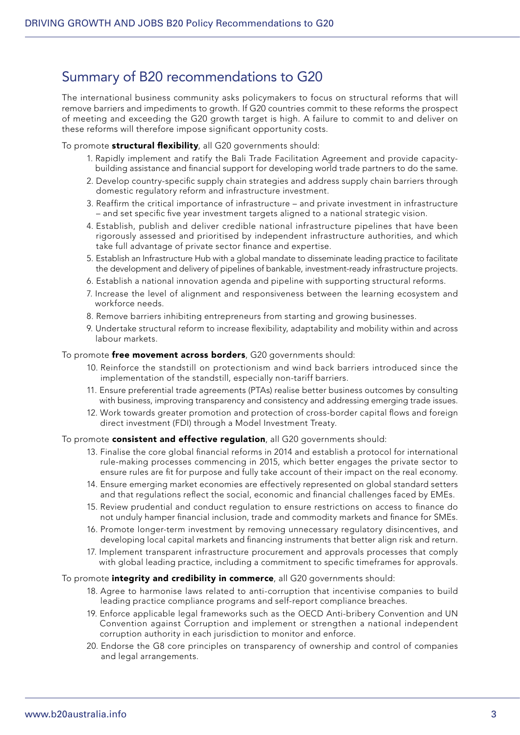## Summary of B20 recommendations to G20

The international business community asks policymakers to focus on structural reforms that will remove barriers and impediments to growth. If G20 countries commit to these reforms the prospect of meeting and exceeding the G20 growth target is high. A failure to commit to and deliver on these reforms will therefore impose significant opportunity costs.

To promote **structural flexibility**, all G20 governments should:

1. Rapidly implement and ratify the Bali Trade Facilitation Agreement and provide capacity-building assistance and financial support for developing world trade partners to do the same.
2. Develop country-specific supply chain strategies and address supply chain barriers through domestic regulatory reform and infrastructure investment.
3. Reaffirm the critical importance of infrastructure – and private investment in infrastructure – and set specific five year investment targets aligned to a national strategic vision.
4. Establish, publish and deliver credible national infrastructure pipelines that have been rigorously assessed and prioritised by independent infrastructure authorities, and which take full advantage of private sector finance and expertise.
5. Establish an Infrastructure Hub with a global mandate to disseminate leading practice to facilitate the development and delivery of pipelines of bankable, investment-ready infrastructure projects.
6. Establish a national innovation agenda and pipeline with supporting structural reforms.
7. Increase the level of alignment and responsiveness between the learning ecosystem and workforce needs.
8. Remove barriers inhibiting entrepreneurs from starting and growing businesses.
9. Undertake structural reform to increase flexibility, adaptability and mobility within and across labour markets.

To promote **free movement across borders**, G20 governments should:

10. Reinforce the standstill on protectionism and wind back barriers introduced since the implementation of the standstill, especially non-tariff barriers.
11. Ensure preferential trade agreements (PTAs) realise better business outcomes by consulting with business, improving transparency and consistency and addressing emerging trade issues.
12. Work towards greater promotion and protection of cross-border capital flows and foreign direct investment (FDI) through a Model Investment Treaty.

To promote **consistent and effective regulation**, all G20 governments should:

13. Finalise the core global financial reforms in 2014 and establish a protocol for international rule-making processes commencing in 2015, which better engages the private sector to ensure rules are fit for purpose and fully take account of their impact on the real economy.
14. Ensure emerging market economies are effectively represented on global standard setters and that regulations reflect the social, economic and financial challenges faced by EMEs.
15. Review prudential and conduct regulation to ensure restrictions on access to finance do not unduly hamper financial inclusion, trade and commodity markets and finance for SMEs.
16. Promote longer-term investment by removing unnecessary regulatory disincentives, and developing local capital markets and financing instruments that better align risk and return.
17. Implement transparent infrastructure procurement and approvals processes that comply with global leading practice, including a commitment to specific timeframes for approvals.

To promote **integrity and credibility in commerce**, all G20 governments should:

18. Agree to harmonise laws related to anti-corruption that incentivise companies to build leading practice compliance programs and self-report compliance breaches.
19. Enforce applicable legal frameworks such as the OECD Anti-bribery Convention and UN Convention against Corruption and implement or strengthen a national independent corruption authority in each jurisdiction to monitor and enforce.
20. Endorse the G8 core principles on transparency of ownership and control of companies and legal arrangements.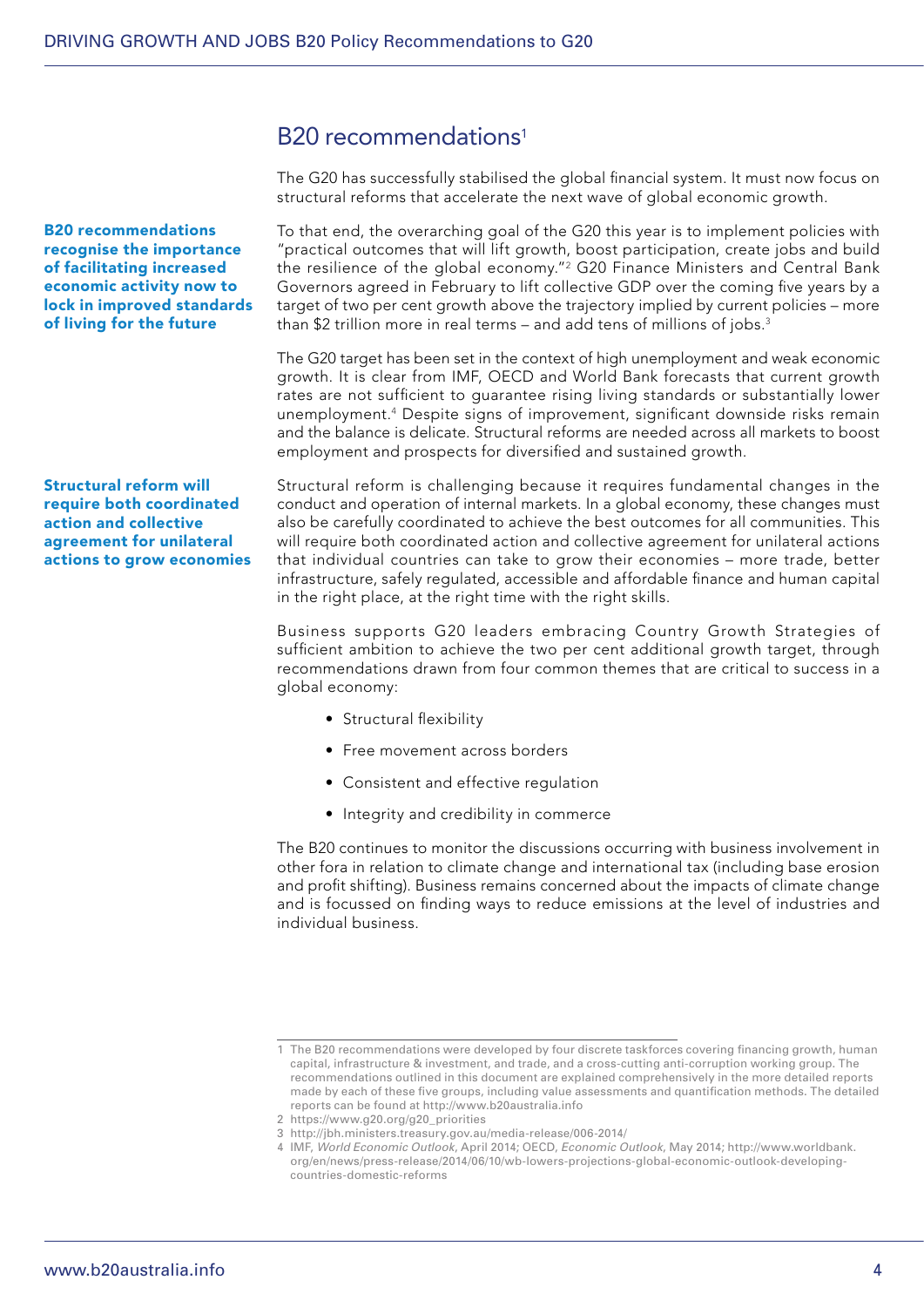## B20 recommendations[1]

The G20 has successfully stabilised the global financial system. It must now focus on structural reforms that accelerate the next wave of global economic growth.

**B20 recommendations recognise the importance of facilitating increased economic activity now to lock in improved standards of living for the future**

To that end, the overarching goal of the G20 this year is to implement policies with "practical outcomes that will lift growth, boost participation, create jobs and build the resilience of the global economy."[2] G20 Finance Ministers and Central Bank Governors agreed in February to lift collective GDP over the coming five years by a target of two per cent growth above the trajectory implied by current policies – more than $2 trillion more in real terms – and add tens of millions of jobs.[3]

The G20 target has been set in the context of high unemployment and weak economic growth. It is clear from IMF, OECD and World Bank forecasts that current growth rates are not sufficient to guarantee rising living standards or substantially lower unemployment.[4] Despite signs of improvement, significant downside risks remain and the balance is delicate. Structural reforms are needed across all markets to boost employment and prospects for diversified and sustained growth.

**Structural reform will require both coordinated action and collective agreement for unilateral actions to grow economies**

Structural reform is challenging because it requires fundamental changes in the conduct and operation of internal markets. In a global economy, these changes must also be carefully coordinated to achieve the best outcomes for all communities. This will require both coordinated action and collective agreement for unilateral actions that individual countries can take to grow their economies – more trade, better infrastructure, safely regulated, accessible and affordable finance and human capital in the right place, at the right time with the right skills.

Business supports G20 leaders embracing Country Growth Strategies of sufficient ambition to achieve the two per cent additional growth target, through recommendations drawn from four common themes that are critical to success in a global economy:

- Structural flexibility
- Free movement across borders
- Consistent and effective regulation
- Integrity and credibility in commerce

The B20 continues to monitor the discussions occurring with business involvement in other fora in relation to climate change and international tax (including base erosion and profit shifting). Business remains concerned about the impacts of climate change and is focussed on finding ways to reduce emissions at the level of industries and individual business.

---

1 The B20 recommendations were developed by four discrete taskforces covering financing growth, human capital, infrastructure & investment, and trade, and a cross-cutting anti-corruption working group. The recommendations outlined in this document are explained comprehensively in the more detailed reports made by each of these five groups, including value assessments and quantification methods. The detailed reports can be found at http://www.b20australia.info

2 https://www.g20.org/g20_priorities

3 http://jbh.ministers.treasury.gov.au/media-release/006-2014/

4 IMF, *World Economic Outlook*, April 2014; OECD, *Economic Outlook*, May 2014; http://www.worldbank.org/en/news/press-release/2014/06/10/wb-lowers-projections-global-economic-outlook-developing-countries-domestic-reforms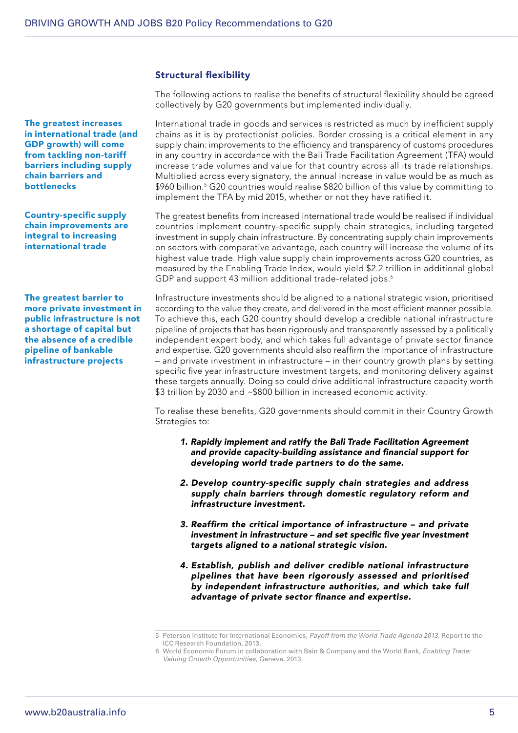## Structural flexibility

The following actions to realise the benefits of structural flexibility should be agreed collectively by G20 governments but implemented individually.

**The greatest increases in international trade (and GDP growth) will come from tackling non-tariff barriers including supply chain barriers and bottlenecks**

International trade in goods and services is restricted as much by inefficient supply chains as it is by protectionist policies. Border crossing is a critical element in any supply chain: improvements to the efficiency and transparency of customs procedures in any country in accordance with the Bali Trade Facilitation Agreement (TFA) would increase trade volumes and value for that country across all its trade relationships. Multiplied across every signatory, the annual increase in value would be as much as $960 billion.[5] G20 countries would realise $820 billion of this value by committing to implement the TFA by mid 2015, whether or not they have ratified it.

**Country-specific supply chain improvements are integral to increasing international trade**

The greatest benefits from increased international trade would be realised if individual countries implement country-specific supply chain strategies, including targeted investment in supply chain infrastructure. By concentrating supply chain improvements on sectors with comparative advantage, each country will increase the volume of its highest value trade. High value supply chain improvements across G20 countries, as measured by the Enabling Trade Index, would yield $2.2 trillion in additional global GDP and support 43 million additional trade-related jobs.[6]

**The greatest barrier to more private investment in public infrastructure is not a shortage of capital but the absence of a credible pipeline of bankable infrastructure projects**

Infrastructure investments should be aligned to a national strategic vision, prioritised according to the value they create, and delivered in the most efficient manner possible. To achieve this, each G20 country should develop a credible national infrastructure pipeline of projects that has been rigorously and transparently assessed by a politically independent expert body, and which takes full advantage of private sector finance and expertise. G20 governments should also reaffirm the importance of infrastructure – and private investment in infrastructure – in their country growth plans by setting specific five year infrastructure investment targets, and monitoring delivery against these targets annually. Doing so could drive additional infrastructure capacity worth $3 trillion by 2030 and ~$800 billion in increased economic activity.

To realise these benefits, G20 governments should commit in their Country Growth Strategies to:

1. ***Rapidly implement and ratify the Bali Trade Facilitation Agreement and provide capacity-building assistance and financial support for developing world trade partners to do the same.***

2. ***Develop country-specific supply chain strategies and address supply chain barriers through domestic regulatory reform and infrastructure investment.***

3. ***Reaffirm the critical importance of infrastructure – and private investment in infrastructure – and set specific five year investment targets aligned to a national strategic vision.***

4. ***Establish, publish and deliver credible national infrastructure pipelines that have been rigorously assessed and prioritised by independent infrastructure authorities, and which take full advantage of private sector finance and expertise.***

---

5 Peterson Institute for International Economics, *Payoff from the World Trade Agenda 2013*, Report to the ICC Research Foundation, 2013.

6 World Economic Forum in collaboration with Bain & Company and the World Bank, *Enabling Trade: Valuing Growth Opportunities*, Geneva, 2013.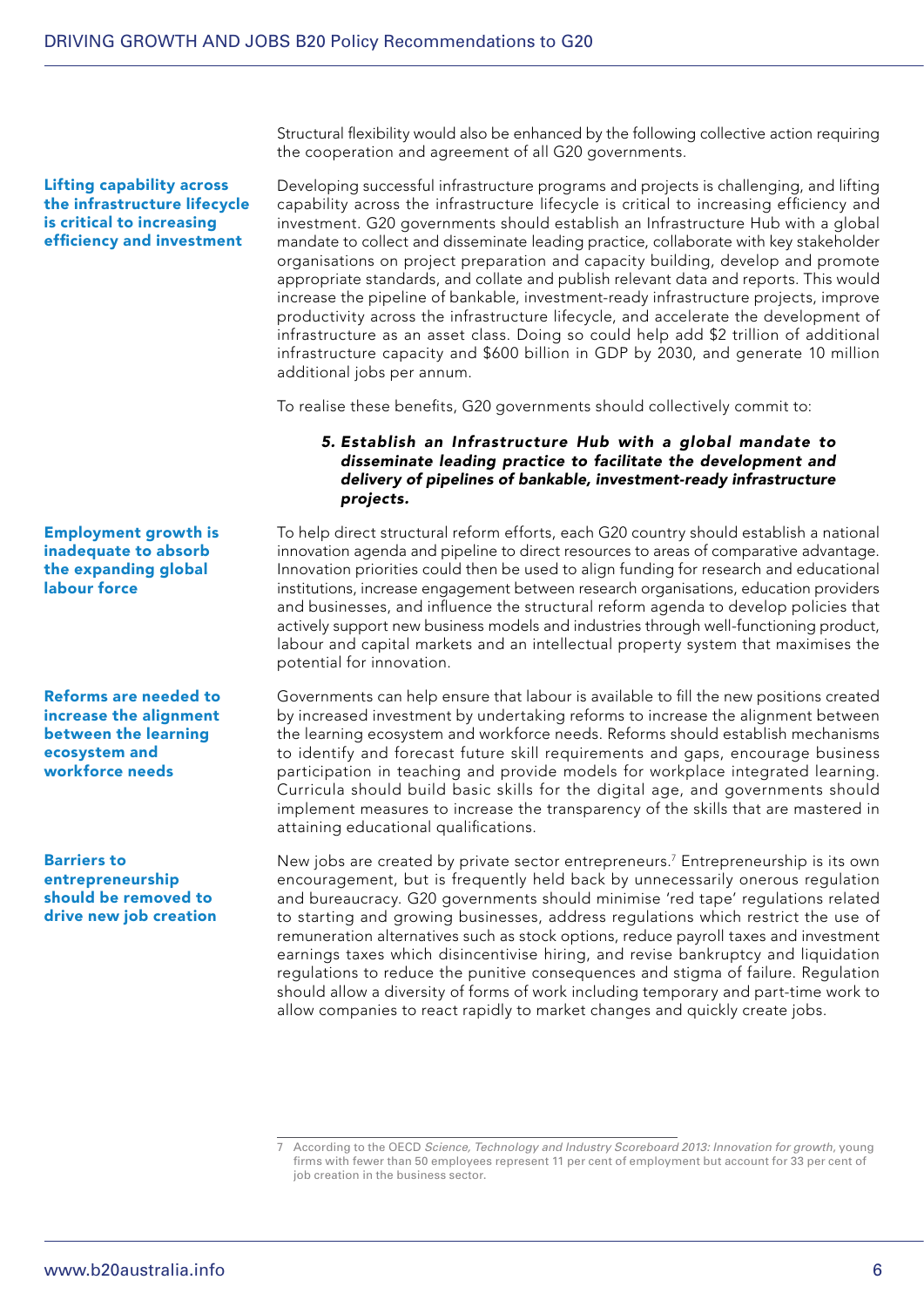Structural flexibility would also be enhanced by the following collective action requiring the cooperation and agreement of all G20 governments.

**Lifting capability across the infrastructure lifecycle is critical to increasing efficiency and investment**

Developing successful infrastructure programs and projects is challenging, and lifting capability across the infrastructure lifecycle is critical to increasing efficiency and investment. G20 governments should establish an Infrastructure Hub with a global mandate to collect and disseminate leading practice, collaborate with key stakeholder organisations on project preparation and capacity building, develop and promote appropriate standards, and collate and publish relevant data and reports. This would increase the pipeline of bankable, investment-ready infrastructure projects, improve productivity across the infrastructure lifecycle, and accelerate the development of infrastructure as an asset class. Doing so could help add $2 trillion of additional infrastructure capacity and $600 billion in GDP by 2030, and generate 10 million additional jobs per annum.

To realise these benefits, G20 governments should collectively commit to:

> ***5. Establish an Infrastructure Hub with a global mandate to disseminate leading practice to facilitate the development and delivery of pipelines of bankable, investment-ready infrastructure projects.***

**Employment growth is inadequate to absorb the expanding global labour force**

To help direct structural reform efforts, each G20 country should establish a national innovation agenda and pipeline to direct resources to areas of comparative advantage. Innovation priorities could then be used to align funding for research and educational institutions, increase engagement between research organisations, education providers and businesses, and influence the structural reform agenda to develop policies that actively support new business models and industries through well-functioning product, labour and capital markets and an intellectual property system that maximises the potential for innovation.

**Reforms are needed to increase the alignment between the learning ecosystem and workforce needs**

Governments can help ensure that labour is available to fill the new positions created by increased investment by undertaking reforms to increase the alignment between the learning ecosystem and workforce needs. Reforms should establish mechanisms to identify and forecast future skill requirements and gaps, encourage business participation in teaching and provide models for workplace integrated learning. Curricula should build basic skills for the digital age, and governments should implement measures to increase the transparency of the skills that are mastered in attaining educational qualifications.

**Barriers to entrepreneurship should be removed to drive new job creation**

New jobs are created by private sector entrepreneurs.[7] Entrepreneurship is its own encouragement, but is frequently held back by unnecessarily onerous regulation and bureaucracy. G20 governments should minimise 'red tape' regulations related to starting and growing businesses, address regulations which restrict the use of remuneration alternatives such as stock options, reduce payroll taxes and investment earnings taxes which disincentivise hiring, and revise bankruptcy and liquidation regulations to reduce the punitive consequences and stigma of failure. Regulation should allow a diversity of forms of work including temporary and part-time work to allow companies to react rapidly to market changes and quickly create jobs.

---

7 According to the OECD *Science, Technology and Industry Scoreboard 2013: Innovation for growth*, young firms with fewer than 50 employees represent 11 per cent of employment but account for 33 per cent of job creation in the business sector.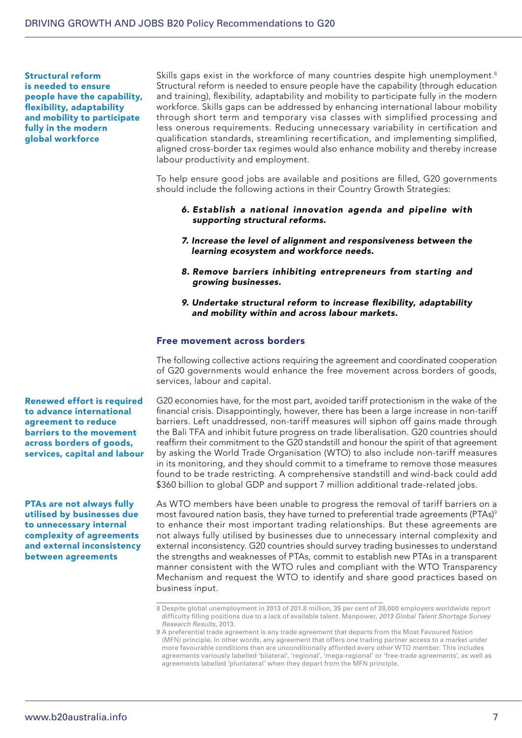**Structural reform is needed to ensure people have the capability, flexibility, adaptability and mobility to participate fully in the modern global workforce**

Skills gaps exist in the workforce of many countries despite high unemployment.[8] Structural reform is needed to ensure people have the capability (through education and training), flexibility, adaptability and mobility to participate fully in the modern workforce. Skills gaps can be addressed by enhancing international labour mobility through short term and temporary visa classes with simplified processing and less onerous requirements. Reducing unnecessary variability in certification and qualification standards, streamlining recertification, and implementing simplified, aligned cross-border tax regimes would also enhance mobility and thereby increase labour productivity and employment.

To help ensure good jobs are available and positions are filled, G20 governments should include the following actions in their Country Growth Strategies:

6. ***Establish a national innovation agenda and pipeline with supporting structural reforms.***
7. ***Increase the level of alignment and responsiveness between the learning ecosystem and workforce needs.***
8. ***Remove barriers inhibiting entrepreneurs from starting and growing businesses.***
9. ***Undertake structural reform to increase flexibility, adaptability and mobility within and across labour markets.***

## Free movement across borders

The following collective actions requiring the agreement and coordinated cooperation of G20 governments would enhance the free movement across borders of goods, services, labour and capital.

**Renewed effort is required to advance international agreement to reduce barriers to the movement across borders of goods, services, capital and labour**

G20 economies have, for the most part, avoided tariff protectionism in the wake of the financial crisis. Disappointingly, however, there has been a large increase in non-tariff barriers. Left unaddressed, non-tariff measures will siphon off gains made through the Bali TFA and inhibit future progress on trade liberalisation. G20 countries should reaffirm their commitment to the G20 standstill and honour the spirit of that agreement by asking the World Trade Organisation (WTO) to also include non-tariff measures in its monitoring, and they should commit to a timeframe to remove those measures found to be trade restricting. A comprehensive standstill and wind-back could add $360 billion to global GDP and support 7 million additional trade-related jobs.

**PTAs are not always fully utilised by businesses due to unnecessary internal complexity of agreements and external inconsistency between agreements**

As WTO members have been unable to progress the removal of tariff barriers on a most favoured nation basis, they have turned to preferential trade agreements (PTAs)[9] to enhance their most important trading relationships. But these agreements are not always fully utilised by businesses due to unnecessary internal complexity and external inconsistency. G20 countries should survey trading businesses to understand the strengths and weaknesses of PTAs, commit to establish new PTAs in a transparent manner consistent with the WTO rules and compliant with the WTO Transparency Mechanism and request the WTO to identify and share good practices based on business input.

---

8 Despite global unemployment in 2013 of 201.8 million, 35 per cent of 38,000 employers worldwide report difficulty filling positions due to a lack of available talent. Manpower, *2013 Global Talent Shortage Survey Research Results*, 2013.

9 A preferential trade agreement is any trade agreement that departs from the Most Favoured Nation (MFN) principle. In other words, any agreement that offers one trading partner access to a market under more favourable conditions than are unconditionally afforded every other WTO member. This includes agreements variously labelled 'bilateral', 'regional', 'mega-regional' or 'free-trade agreements', as well as agreements labelled 'plurilateral' when they depart from the MFN principle.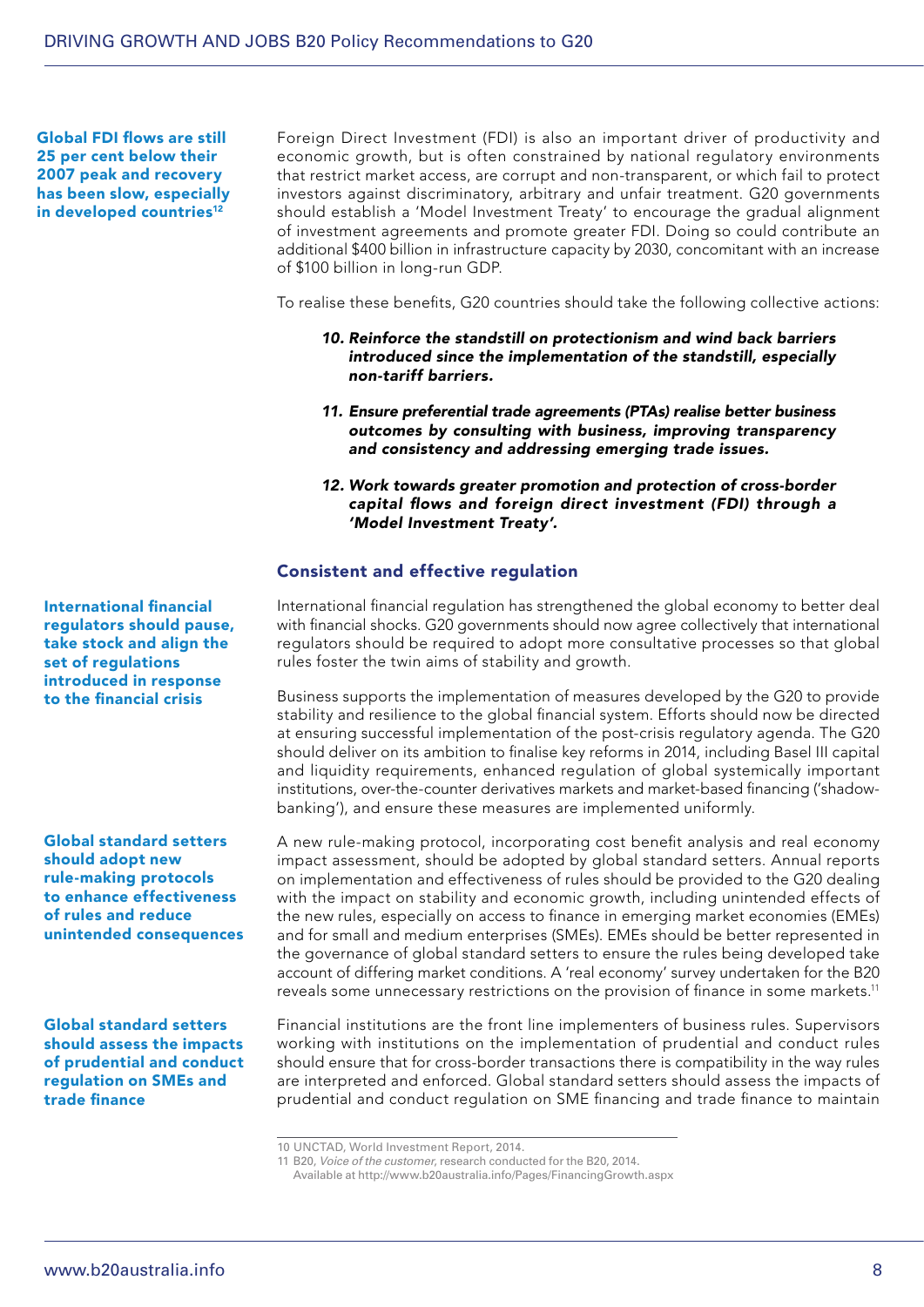**Global FDI flows are still 25 per cent below their 2007 peak and recovery has been slow, especially in developed countries[12]**

Foreign Direct Investment (FDI) is also an important driver of productivity and economic growth, but is often constrained by national regulatory environments that restrict market access, are corrupt and non-transparent, or which fail to protect investors against discriminatory, arbitrary and unfair treatment. G20 governments should establish a 'Model Investment Treaty' to encourage the gradual alignment of investment agreements and promote greater FDI. Doing so could contribute an additional $400 billion in infrastructure capacity by 2030, concomitant with an increase of $100 billion in long-run GDP.

To realise these benefits, G20 countries should take the following collective actions:

10. ***Reinforce the standstill on protectionism and wind back barriers introduced since the implementation of the standstill, especially non-tariff barriers.***

11. ***Ensure preferential trade agreements (PTAs) realise better business outcomes by consulting with business, improving transparency and consistency and addressing emerging trade issues.***

12. ***Work towards greater promotion and protection of cross-border capital flows and foreign direct investment (FDI) through a 'Model Investment Treaty'.***

## Consistent and effective regulation

**International financial regulators should pause, take stock and align the set of regulations introduced in response to the financial crisis**

International financial regulation has strengthened the global economy to better deal with financial shocks. G20 governments should now agree collectively that international regulators should be required to adopt more consultative processes so that global rules foster the twin aims of stability and growth.

Business supports the implementation of measures developed by the G20 to provide stability and resilience to the global financial system. Efforts should now be directed at ensuring successful implementation of the post-crisis regulatory agenda. The G20 should deliver on its ambition to finalise key reforms in 2014, including Basel III capital and liquidity requirements, enhanced regulation of global systemically important institutions, over-the-counter derivatives markets and market-based financing ('shadow-banking'), and ensure these measures are implemented uniformly.

**Global standard setters should adopt new rule-making protocols to enhance effectiveness of rules and reduce unintended consequences**

A new rule-making protocol, incorporating cost benefit analysis and real economy impact assessment, should be adopted by global standard setters. Annual reports on implementation and effectiveness of rules should be provided to the G20 dealing with the impact on stability and economic growth, including unintended effects of the new rules, especially on access to finance in emerging market economies (EMEs) and for small and medium enterprises (SMEs). EMEs should be better represented in the governance of global standard setters to ensure the rules being developed take account of differing market conditions. A 'real economy' survey undertaken for the B20 reveals some unnecessary restrictions on the provision of finance in some markets.[11]

**Global standard setters should assess the impacts of prudential and conduct regulation on SMEs and trade finance**

Financial institutions are the front line implementers of business rules. Supervisors working with institutions on the implementation of prudential and conduct rules should ensure that for cross-border transactions there is compatibility in the way rules are interpreted and enforced. Global standard setters should assess the impacts of prudential and conduct regulation on SME financing and trade finance to maintain

---

10 UNCTAD, World Investment Report, 2014.

11 B20, *Voice of the customer*, research conducted for the B20, 2014. Available at http://www.b20australia.info/Pages/FinancingGrowth.aspx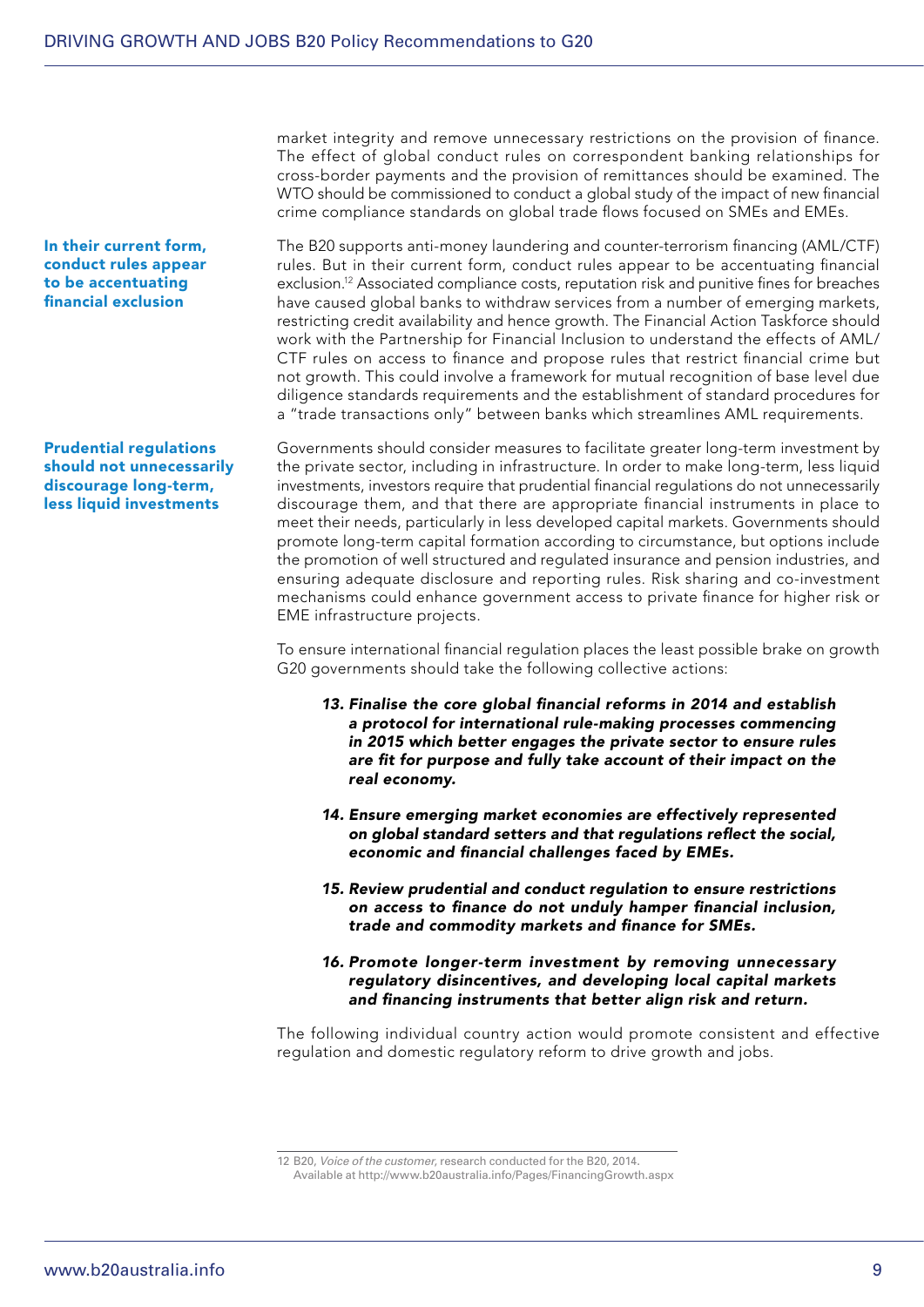market integrity and remove unnecessary restrictions on the provision of finance. The effect of global conduct rules on correspondent banking relationships for cross-border payments and the provision of remittances should be examined. The WTO should be commissioned to conduct a global study of the impact of new financial crime compliance standards on global trade flows focused on SMEs and EMEs.

**In their current form, conduct rules appear to be accentuating financial exclusion**

The B20 supports anti-money laundering and counter-terrorism financing (AML/CTF) rules. But in their current form, conduct rules appear to be accentuating financial exclusion.[12] Associated compliance costs, reputation risk and punitive fines for breaches have caused global banks to withdraw services from a number of emerging markets, restricting credit availability and hence growth. The Financial Action Taskforce should work with the Partnership for Financial Inclusion to understand the effects of AML/CTF rules on access to finance and propose rules that restrict financial crime but not growth. This could involve a framework for mutual recognition of base level due diligence standards requirements and the establishment of standard procedures for a "trade transactions only" between banks which streamlines AML requirements.

**Prudential regulations should not unnecessarily discourage long-term, less liquid investments**

Governments should consider measures to facilitate greater long-term investment by the private sector, including in infrastructure. In order to make long-term, less liquid investments, investors require that prudential financial regulations do not unnecessarily discourage them, and that there are appropriate financial instruments in place to meet their needs, particularly in less developed capital markets. Governments should promote long-term capital formation according to circumstance, but options include the promotion of well structured and regulated insurance and pension industries, and ensuring adequate disclosure and reporting rules. Risk sharing and co-investment mechanisms could enhance government access to private finance for higher risk or EME infrastructure projects.

To ensure international financial regulation places the least possible brake on growth G20 governments should take the following collective actions:

13. ***Finalise the core global financial reforms in 2014 and establish a protocol for international rule-making processes commencing in 2015 which better engages the private sector to ensure rules are fit for purpose and fully take account of their impact on the real economy.***

14. ***Ensure emerging market economies are effectively represented on global standard setters and that regulations reflect the social, economic and financial challenges faced by EMEs.***

15. ***Review prudential and conduct regulation to ensure restrictions on access to finance do not unduly hamper financial inclusion, trade and commodity markets and finance for SMEs.***

16. ***Promote longer-term investment by removing unnecessary regulatory disincentives, and developing local capital markets and financing instruments that better align risk and return.***

The following individual country action would promote consistent and effective regulation and domestic regulatory reform to drive growth and jobs.

---

12 B20, *Voice of the customer*, research conducted for the B20, 2014. Available at http://www.b20australia.info/Pages/FinancingGrowth.aspx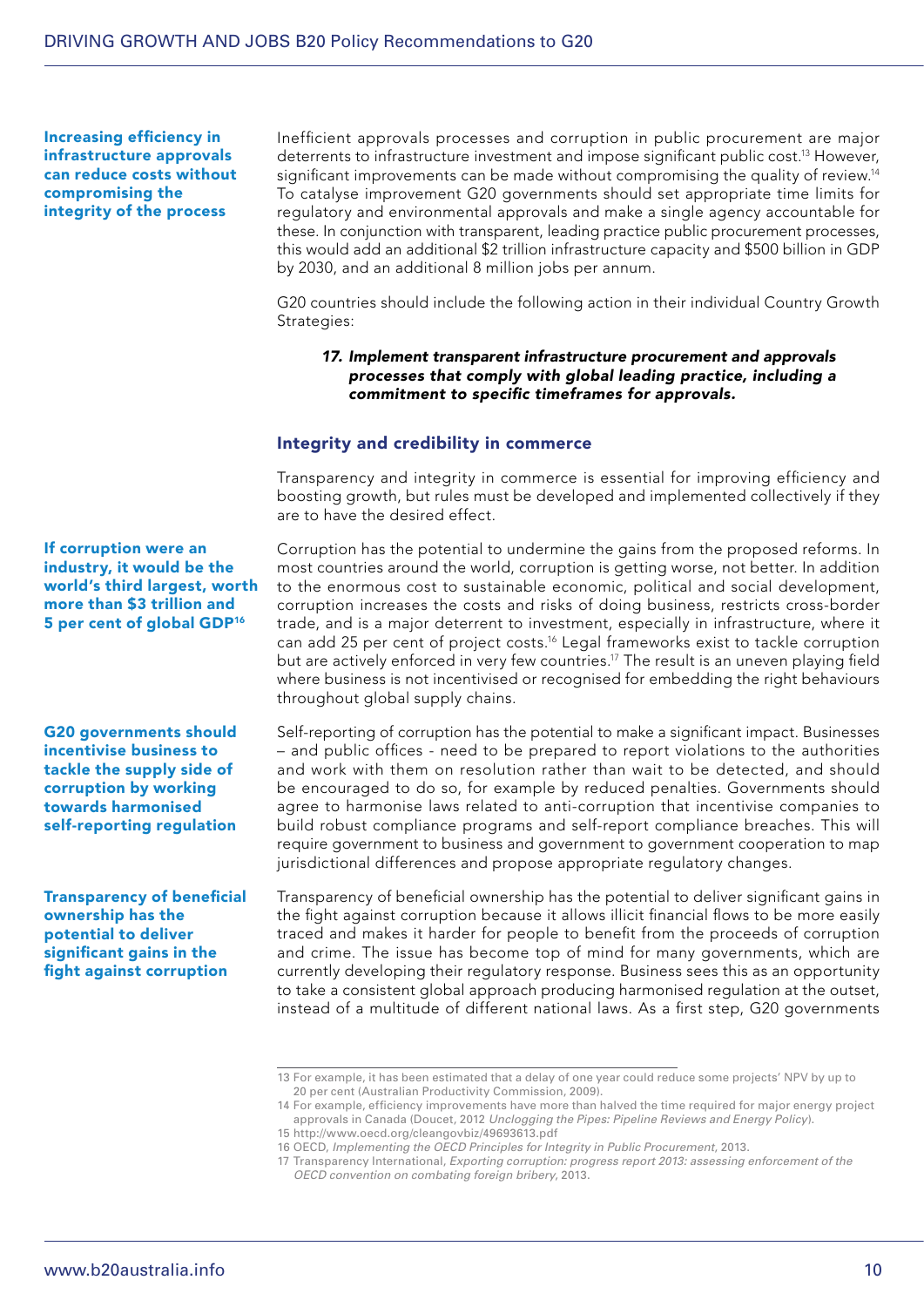**Increasing efficiency in infrastructure approvals can reduce costs without compromising the integrity of the process**

Inefficient approvals processes and corruption in public procurement are major deterrents to infrastructure investment and impose significant public cost.[13] However, significant improvements can be made without compromising the quality of review.[14] To catalyse improvement G20 governments should set appropriate time limits for regulatory and environmental approvals and make a single agency accountable for these. In conjunction with transparent, leading practice public procurement processes, this would add an additional $2 trillion infrastructure capacity and $500 billion in GDP by 2030, and an additional 8 million jobs per annum.

G20 countries should include the following action in their individual Country Growth Strategies:

> ***17. Implement transparent infrastructure procurement and approvals processes that comply with global leading practice, including a commitment to specific timeframes for approvals.***

## Integrity and credibility in commerce

Transparency and integrity in commerce is essential for improving efficiency and boosting growth, but rules must be developed and implemented collectively if they are to have the desired effect.

**If corruption were an industry, it would be the world's third largest, worth more than $3 trillion and 5 per cent of global GDP[16]**

Corruption has the potential to undermine the gains from the proposed reforms. In most countries around the world, corruption is getting worse, not better. In addition to the enormous cost to sustainable economic, political and social development, corruption increases the costs and risks of doing business, restricts cross-border trade, and is a major deterrent to investment, especially in infrastructure, where it can add 25 per cent of project costs.[16] Legal frameworks exist to tackle corruption but are actively enforced in very few countries.[17] The result is an uneven playing field where business is not incentivised or recognised for embedding the right behaviours throughout global supply chains.

**G20 governments should incentivise business to tackle the supply side of corruption by working towards harmonised self-reporting regulation**

Self-reporting of corruption has the potential to make a significant impact. Businesses – and public offices - need to be prepared to report violations to the authorities and work with them on resolution rather than wait to be detected, and should be encouraged to do so, for example by reduced penalties. Governments should agree to harmonise laws related to anti-corruption that incentivise companies to build robust compliance programs and self-report compliance breaches. This will require government to business and government to government cooperation to map jurisdictional differences and propose appropriate regulatory changes.

**Transparency of beneficial ownership has the potential to deliver significant gains in the fight against corruption**

Transparency of beneficial ownership has the potential to deliver significant gains in the fight against corruption because it allows illicit financial flows to be more easily traced and makes it harder for people to benefit from the proceeds of corruption and crime. The issue has become top of mind for many governments, which are currently developing their regulatory response. Business sees this as an opportunity to take a consistent global approach producing harmonised regulation at the outset, instead of a multitude of different national laws. As a first step, G20 governments

---

13 For example, it has been estimated that a delay of one year could reduce some projects' NPV by up to 20 per cent (Australian Productivity Commission, 2009).

14 For example, efficiency improvements have more than halved the time required for major energy project approvals in Canada (Doucet, 2012 *Unclogging the Pipes: Pipeline Reviews and Energy Policy*).

15 http://www.oecd.org/cleangovbiz/49693613.pdf

16 OECD, *Implementing the OECD Principles for Integrity in Public Procurement*, 2013.

17 Transparency International, *Exporting corruption: progress report 2013: assessing enforcement of the OECD convention on combating foreign bribery*, 2013.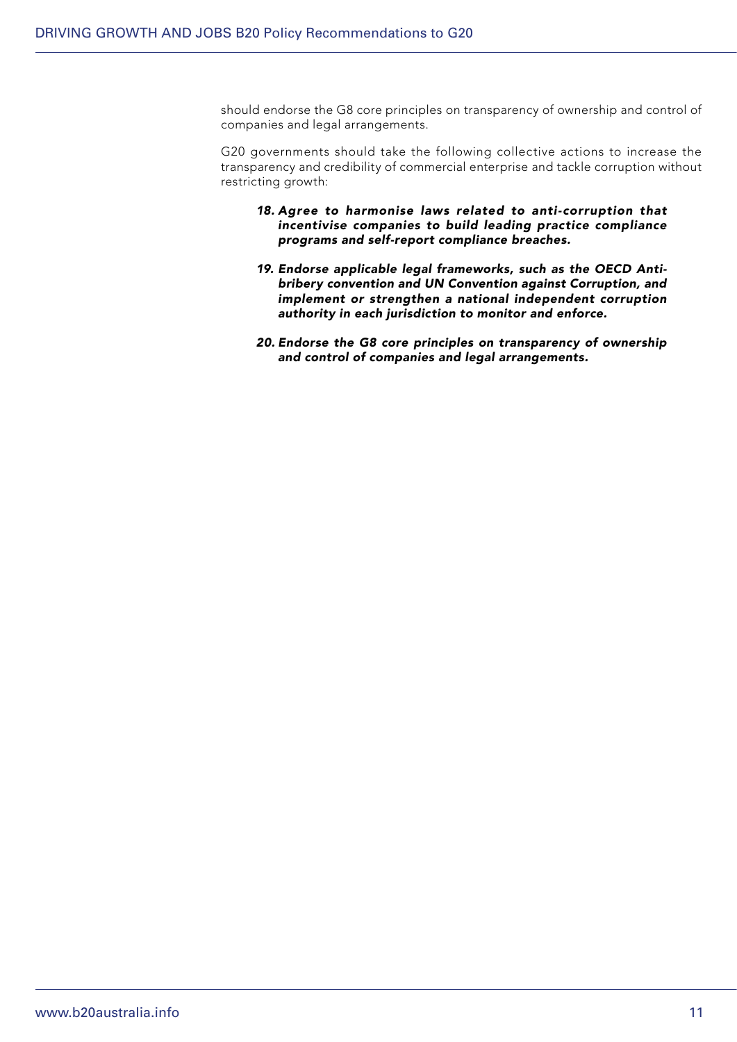should endorse the G8 core principles on transparency of ownership and control of companies and legal arrangements.

G20 governments should take the following collective actions to increase the transparency and credibility of commercial enterprise and tackle corruption without restricting growth:

18. ***Agree to harmonise laws related to anti-corruption that incentivise companies to build leading practice compliance programs and self-report compliance breaches.***

19. ***Endorse applicable legal frameworks, such as the OECD Anti-bribery convention and UN Convention against Corruption, and implement or strengthen a national independent corruption authority in each jurisdiction to monitor and enforce.***

20. ***Endorse the G8 core principles on transparency of ownership and control of companies and legal arrangements.***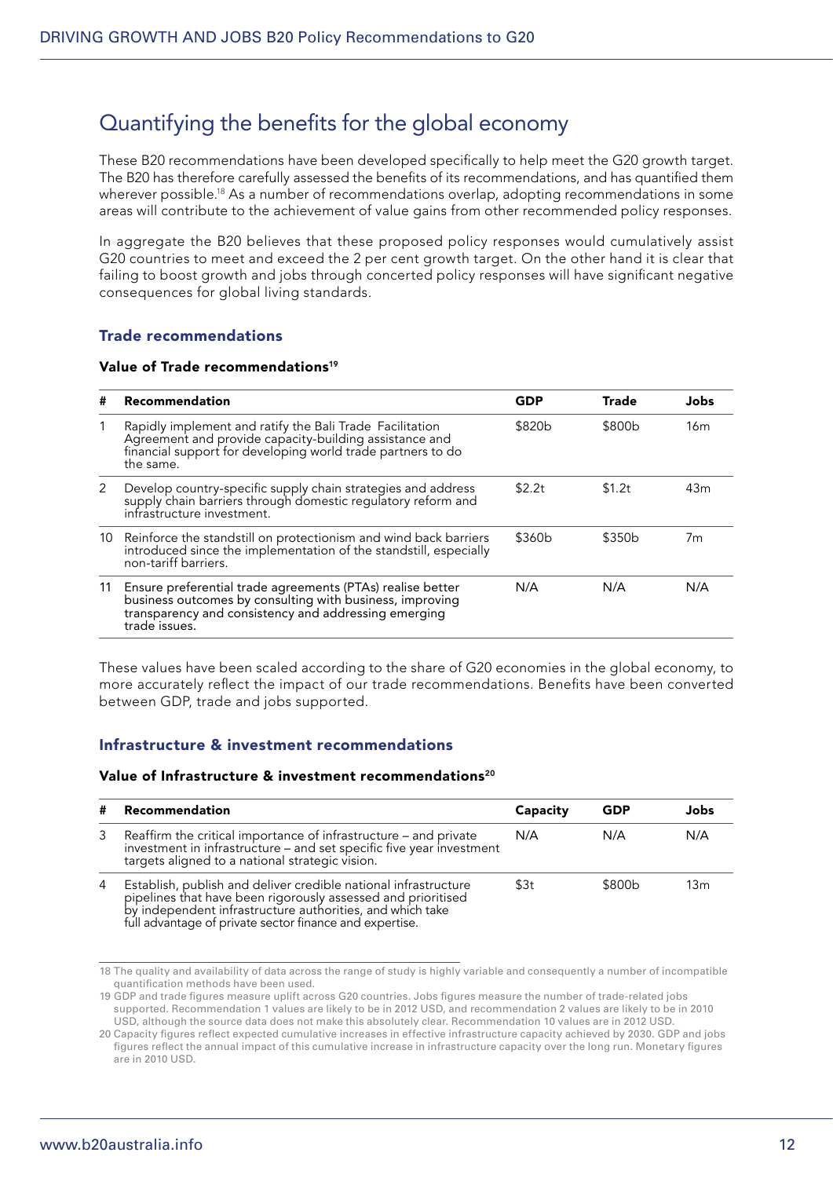## Quantifying the benefits for the global economy

These B20 recommendations have been developed specifically to help meet the G20 growth target. The B20 has therefore carefully assessed the benefits of its recommendations, and has quantified them wherever possible.[18] As a number of recommendations overlap, adopting recommendations in some areas will contribute to the achievement of value gains from other recommended policy responses.

In aggregate the B20 believes that these proposed policy responses would cumulatively assist G20 countries to meet and exceed the 2 per cent growth target. On the other hand it is clear that failing to boost growth and jobs through concerted policy responses will have significant negative consequences for global living standards.

### Trade recommendations

**Value of Trade recommendations[19]**

| # | Recommendation | GDP | Trade | Jobs |
|---|---|---|---|---|
| 1 | Rapidly implement and ratify the Bali Trade Facilitation Agreement and provide capacity-building assistance and financial support for developing world trade partners to do the same. | \$820b | \$800b | 16m |
| 2 | Develop country-specific supply chain strategies and address supply chain barriers through domestic regulatory reform and infrastructure investment. | \$2.2t | \$1.2t | 43m |
| 10 | Reinforce the standstill on protectionism and wind back barriers introduced since the implementation of the standstill, especially non-tariff barriers. | \$360b | \$350b | 7m |
| 11 | Ensure preferential trade agreements (PTAs) realise better business outcomes by consulting with business, improving transparency and consistency and addressing emerging trade issues. | N/A | N/A | N/A |

These values have been scaled according to the share of G20 economies in the global economy, to more accurately reflect the impact of our trade recommendations. Benefits have been converted between GDP, trade and jobs supported.

### Infrastructure & investment recommendations

**Value of Infrastructure & investment recommendations[20]**

| # | Recommendation | Capacity | GDP | Jobs |
|---|---|---|---|---|
| 3 | Reaffirm the critical importance of infrastructure – and private investment in infrastructure – and set specific five year investment targets aligned to a national strategic vision. | N/A | N/A | N/A |
| 4 | Establish, publish and deliver credible national infrastructure pipelines that have been rigorously assessed and prioritised by independent infrastructure authorities, and which take full advantage of private sector finance and expertise. | \$3t | \$800b | 13m |

---

18 The quality and availability of data across the range of study is highly variable and consequently a number of incompatible quantification methods have been used.

19 GDP and trade figures measure uplift across G20 countries. Jobs figures measure the number of trade-related jobs supported. Recommendation 1 values are likely to be in 2012 USD, and recommendation 2 values are likely to be in 2010 USD, although the source data does not make this absolutely clear. Recommendation 10 values are in 2012 USD.

20 Capacity figures reflect expected cumulative increases in effective infrastructure capacity achieved by 2030. GDP and jobs figures reflect the annual impact of this cumulative increase in infrastructure capacity over the long run. Monetary figures are in 2010 USD.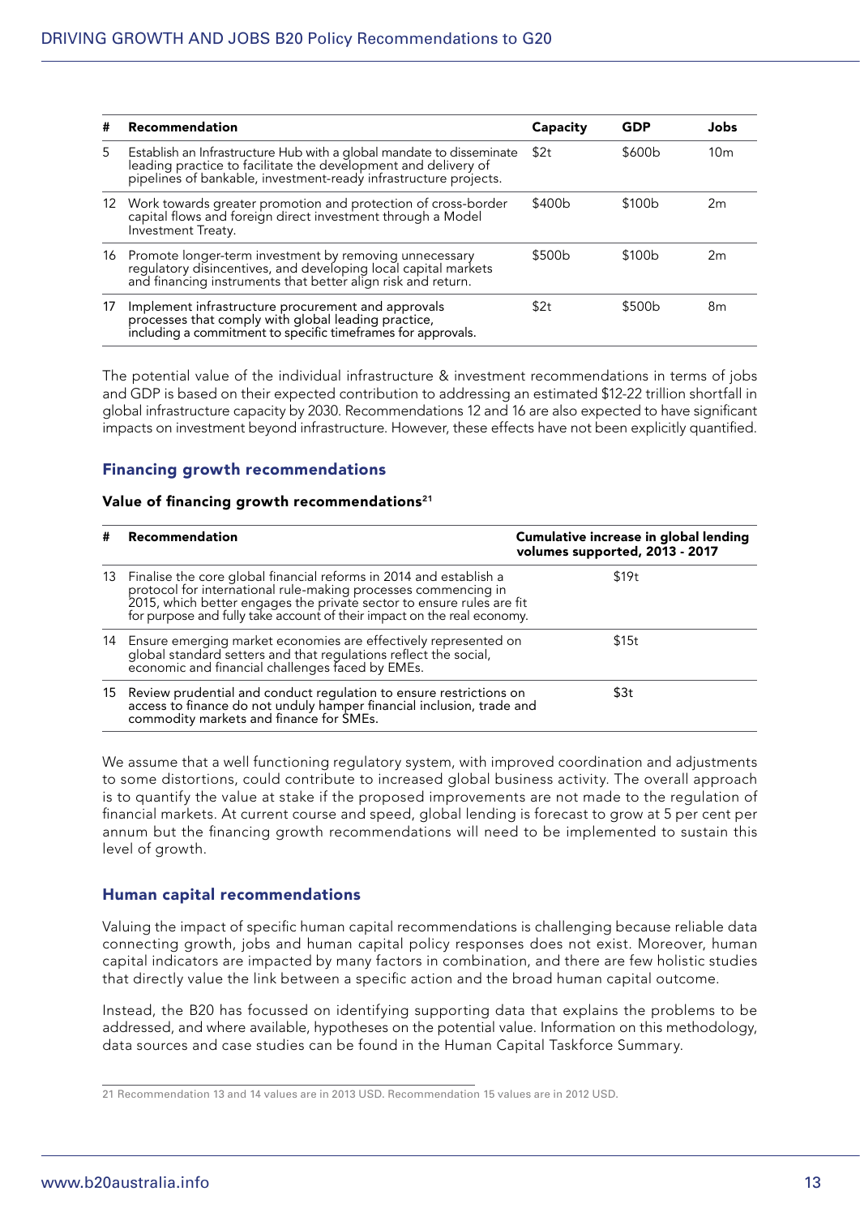| # | Recommendation | Capacity | GDP | Jobs |
|---|---|---|---|---|
| 5 | Establish an Infrastructure Hub with a global mandate to disseminate leading practice to facilitate the development and delivery of pipelines of bankable, investment-ready infrastructure projects. | $2t | $600b | 10m |
| 12 | Work towards greater promotion and protection of cross-border capital flows and foreign direct investment through a Model Investment Treaty. | $400b | $100b | 2m |
| 16 | Promote longer-term investment by removing unnecessary regulatory disincentives, and developing local capital markets and financing instruments that better align risk and return. | $500b | $100b | 2m |
| 17 | Implement infrastructure procurement and approvals processes that comply with global leading practice, including a commitment to specific timeframes for approvals. | $2t | $500b | 8m |

The potential value of the individual infrastructure & investment recommendations in terms of jobs and GDP is based on their expected contribution to addressing an estimated $12-22 trillion shortfall in global infrastructure capacity by 2030. Recommendations 12 and 16 are also expected to have significant impacts on investment beyond infrastructure. However, these effects have not been explicitly quantified.

## Financing growth recommendations

**Value of financing growth recommendations[21]**

| # | Recommendation | Cumulative increase in global lending volumes supported, 2013 - 2017 |
|---|---|---|
| 13 | Finalise the core global financial reforms in 2014 and establish a protocol for international rule-making processes commencing in 2015, which better engages the private sector to ensure rules are fit for purpose and fully take account of their impact on the real economy. | $19t |
| 14 | Ensure emerging market economies are effectively represented on global standard setters and that regulations reflect the social, economic and financial challenges faced by EMEs. | $15t |
| 15 | Review prudential and conduct regulation to ensure restrictions on access to finance do not unduly hamper financial inclusion, trade and commodity markets and finance for SMEs. | $3t |

We assume that a well functioning regulatory system, with improved coordination and adjustments to some distortions, could contribute to increased global business activity. The overall approach is to quantify the value at stake if the proposed improvements are not made to the regulation of financial markets. At current course and speed, global lending is forecast to grow at 5 per cent per annum but the financing growth recommendations will need to be implemented to sustain this level of growth.

## Human capital recommendations

Valuing the impact of specific human capital recommendations is challenging because reliable data connecting growth, jobs and human capital policy responses does not exist. Moreover, human capital indicators are impacted by many factors in combination, and there are few holistic studies that directly value the link between a specific action and the broad human capital outcome.

Instead, the B20 has focussed on identifying supporting data that explains the problems to be addressed, and where available, hypotheses on the potential value. Information on this methodology, data sources and case studies can be found in the Human Capital Taskforce Summary.

---

21 Recommendation 13 and 14 values are in 2013 USD. Recommendation 15 values are in 2012 USD.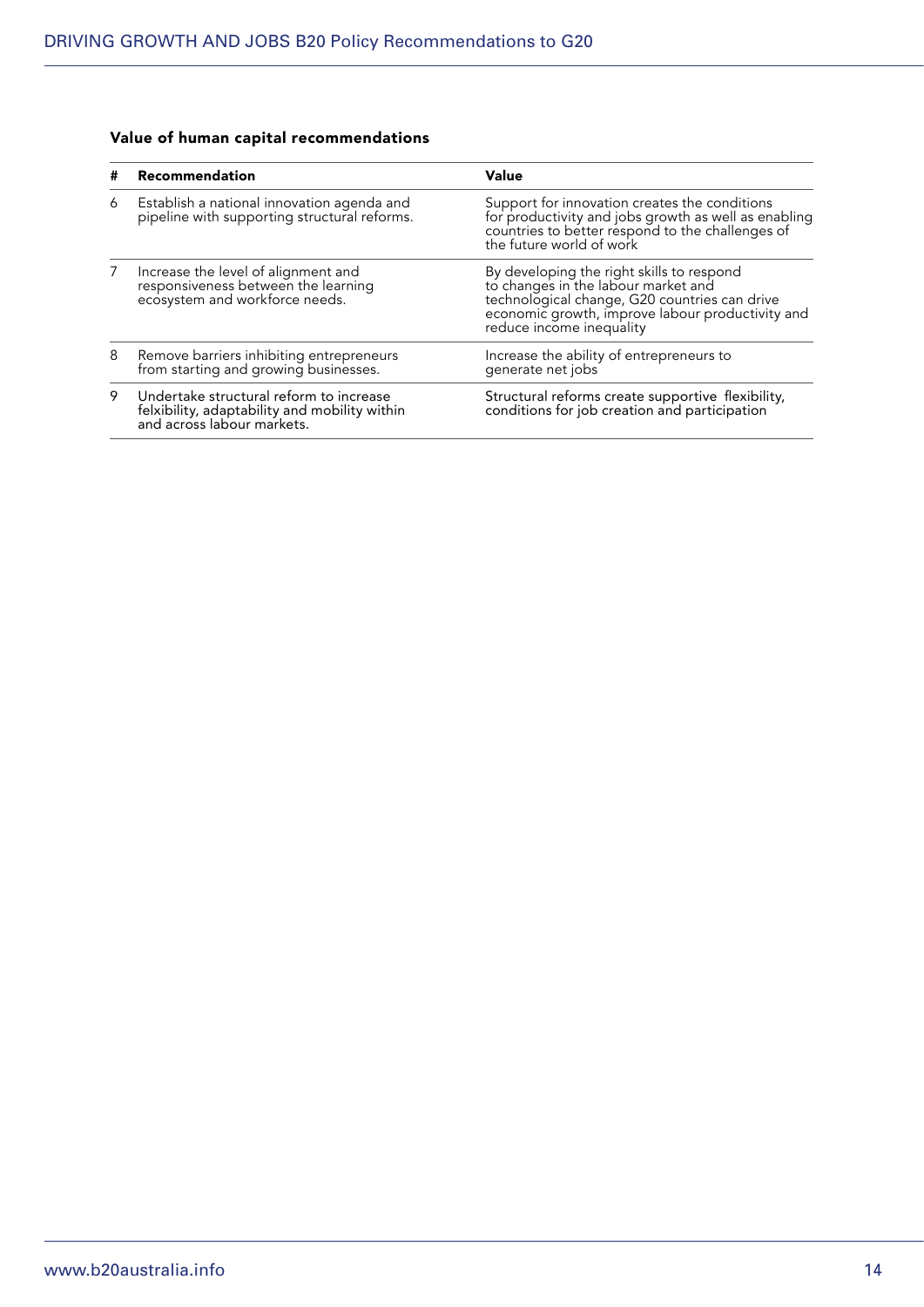### Value of human capital recommendations

| # | Recommendation | Value |
| --- | --- | --- |
| 6 | Establish a national innovation agenda and pipeline with supporting structural reforms. | Support for innovation creates the conditions for productivity and jobs growth as well as enabling countries to better respond to the challenges of the future world of work |
| 7 | Increase the level of alignment and responsiveness between the learning ecosystem and workforce needs. | By developing the right skills to respond to changes in the labour market and technological change, G20 countries can drive economic growth, improve labour productivity and reduce income inequality |
| 8 | Remove barriers inhibiting entrepreneurs from starting and growing businesses. | Increase the ability of entrepreneurs to generate net jobs |
| 9 | Undertake structural reform to increase felxibility, adaptability and mobility within and across labour markets. | Structural reforms create supportive flexibility, conditions for job creation and participation |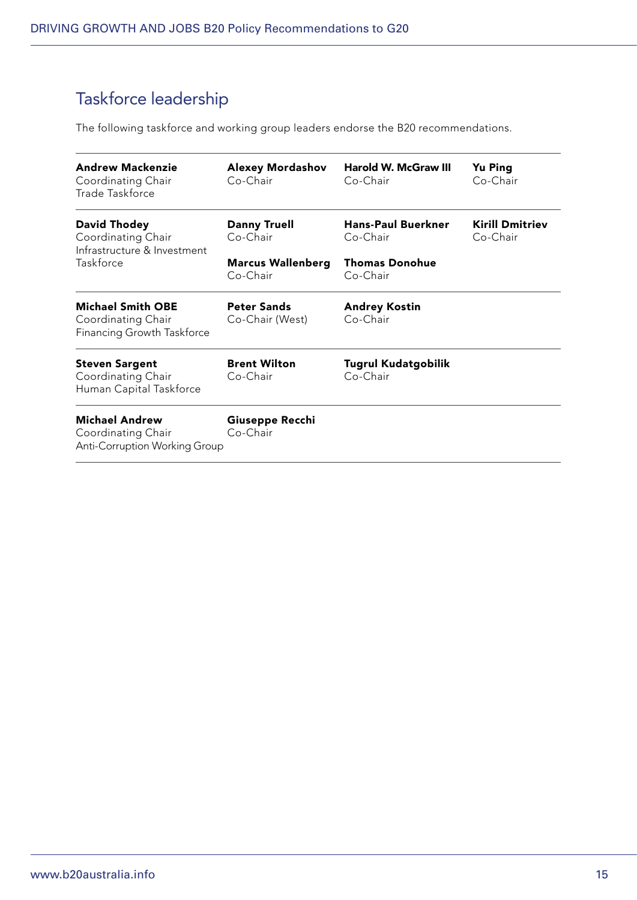## Taskforce leadership

The following taskforce and working group leaders endorse the B20 recommendations.

| | | | |
|---|---|---|---|
| **Andrew Mackenzie**<br>Coordinating Chair<br>Trade Taskforce | **Alexey Mordashov**<br>Co-Chair | **Harold W. McGraw III**<br>Co-Chair | **Yu Ping**<br>Co-Chair |
| **David Thodey**<br>Coordinating Chair<br>Infrastructure & Investment Taskforce | **Danny Truell**<br>Co-Chair<br><br>**Marcus Wallenberg**<br>Co-Chair | **Hans-Paul Buerkner**<br>Co-Chair<br><br>**Thomas Donohue**<br>Co-Chair | **Kirill Dmitriev**<br>Co-Chair |
| **Michael Smith OBE**<br>Coordinating Chair<br>Financing Growth Taskforce | **Peter Sands**<br>Co-Chair (West) | **Andrey Kostin**<br>Co-Chair | |
| **Steven Sargent**<br>Coordinating Chair<br>Human Capital Taskforce | **Brent Wilton**<br>Co-Chair | **Tugrul Kudatgobilik**<br>Co-Chair | |
| **Michael Andrew**<br>Coordinating Chair<br>Anti-Corruption Working Group | **Giuseppe Recchi**<br>Co-Chair | | |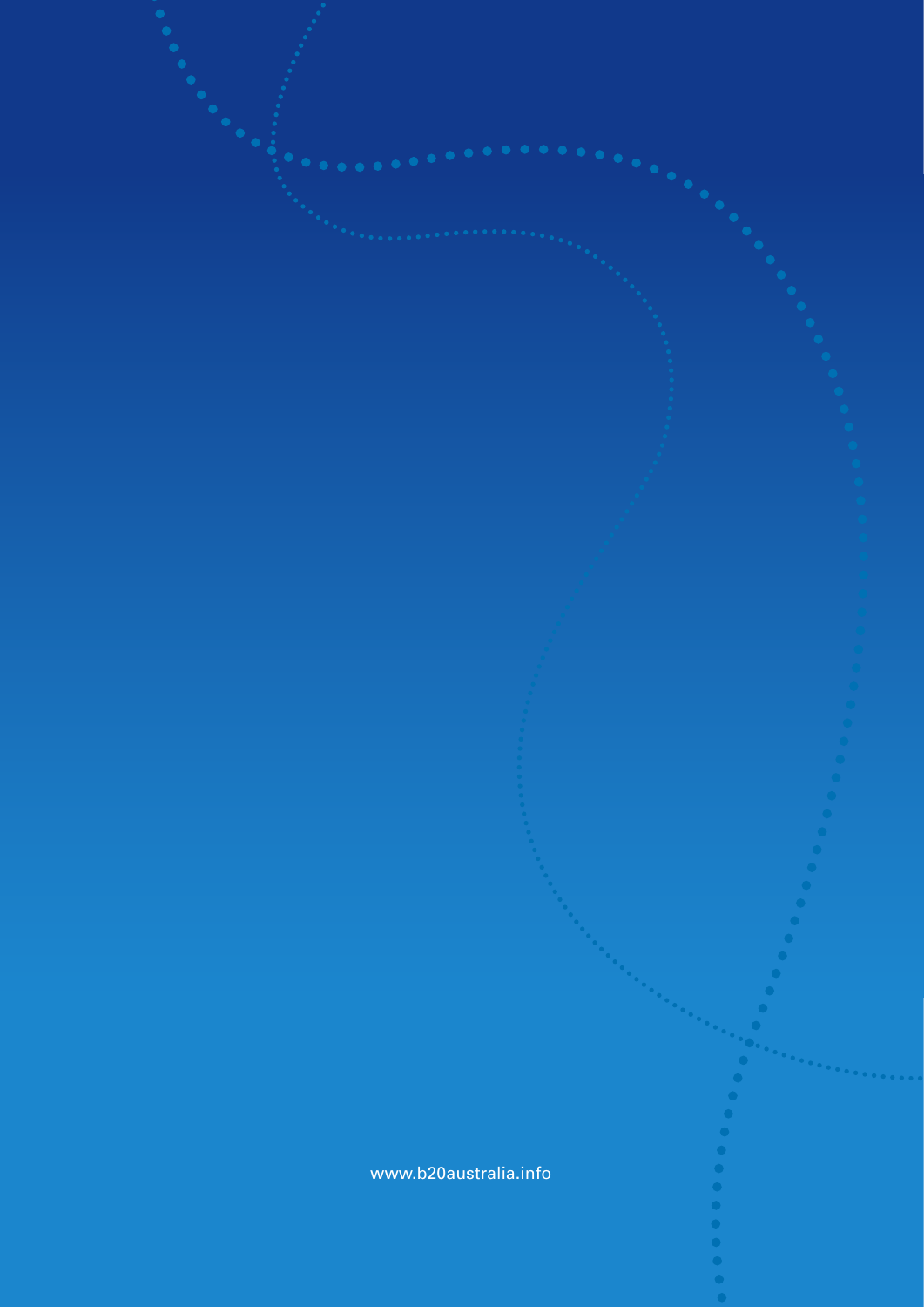www.b20australia.info